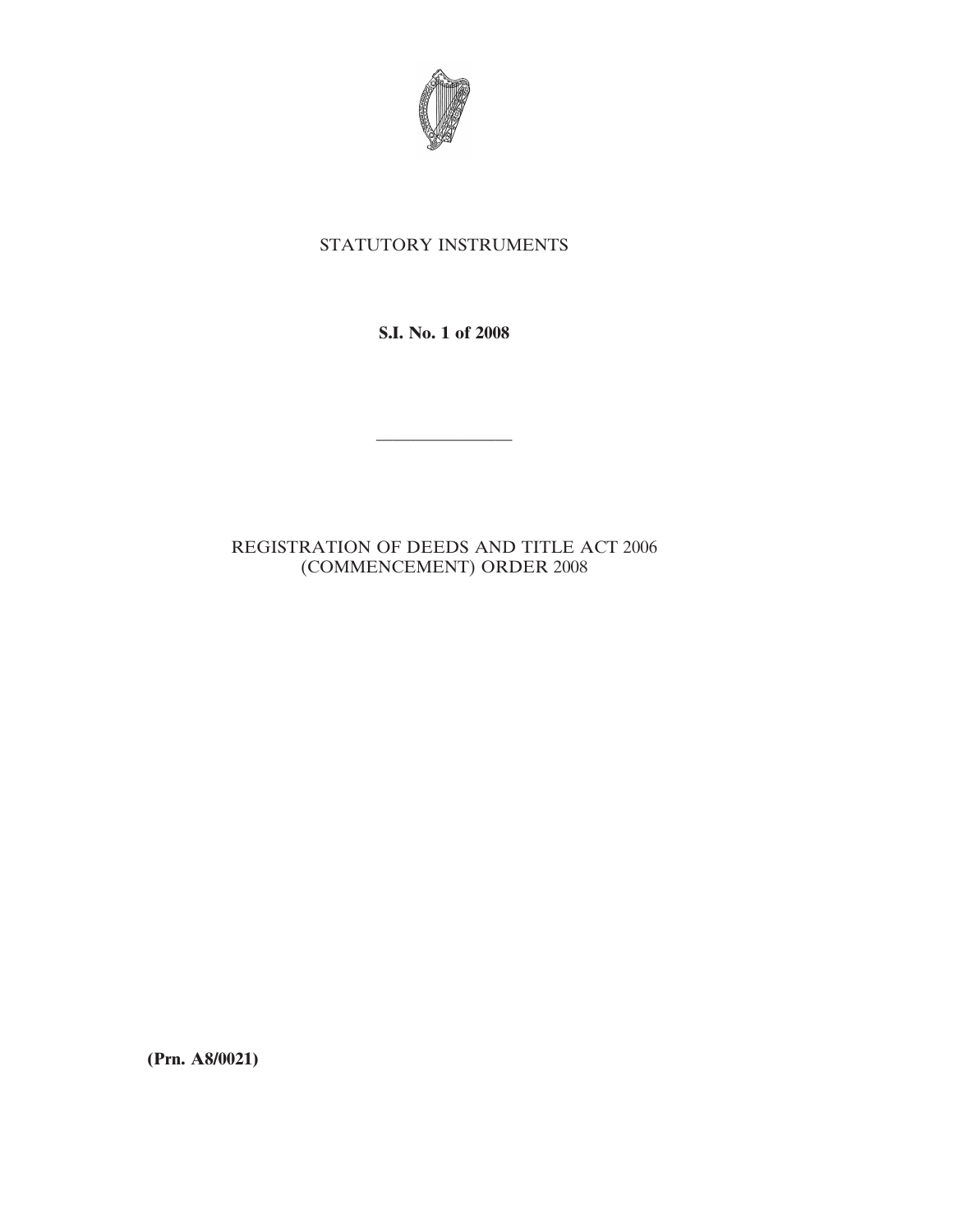STATUTORY INSTRUMENTS

**S.I. No. 1 of 2008**

---

REGISTRATION OF DEEDS AND TITLE ACT 2006 (COMMENCEMENT) ORDER 2008

**(Prn. A8/0021)**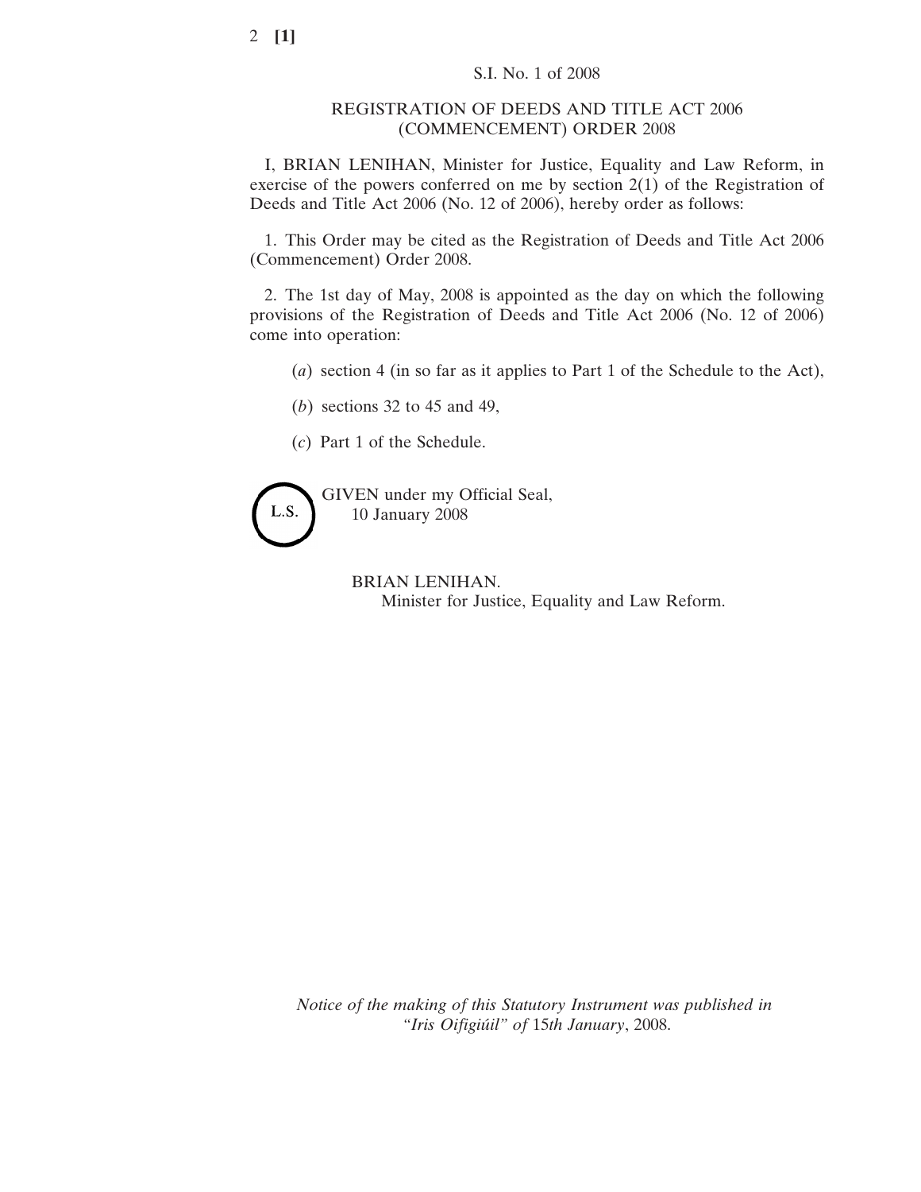S.I. No. 1 of 2008

## REGISTRATION OF DEEDS AND TITLE ACT 2006 (COMMENCEMENT) ORDER 2008

I, BRIAN LENIHAN, Minister for Justice, Equality and Law Reform, in exercise of the powers conferred on me by section 2(1) of the Registration of Deeds and Title Act 2006 (No. 12 of 2006), hereby order as follows:

1. This Order may be cited as the Registration of Deeds and Title Act 2006 (Commencement) Order 2008.

2. The 1st day of May, 2008 is appointed as the day on which the following provisions of the Registration of Deeds and Title Act 2006 (No. 12 of 2006) come into operation:

(*a*) section 4 (in so far as it applies to Part 1 of the Schedule to the Act),

(*b*) sections 32 to 45 and 49,

(*c*) Part 1 of the Schedule.

L.S.

GIVEN under my Official Seal,
10 January 2008

BRIAN LENIHAN.
Minister for Justice, Equality and Law Reform.

*Notice of the making of this Statutory Instrument was published in "Iris Oifigiúil" of* 15*th January*, 2008.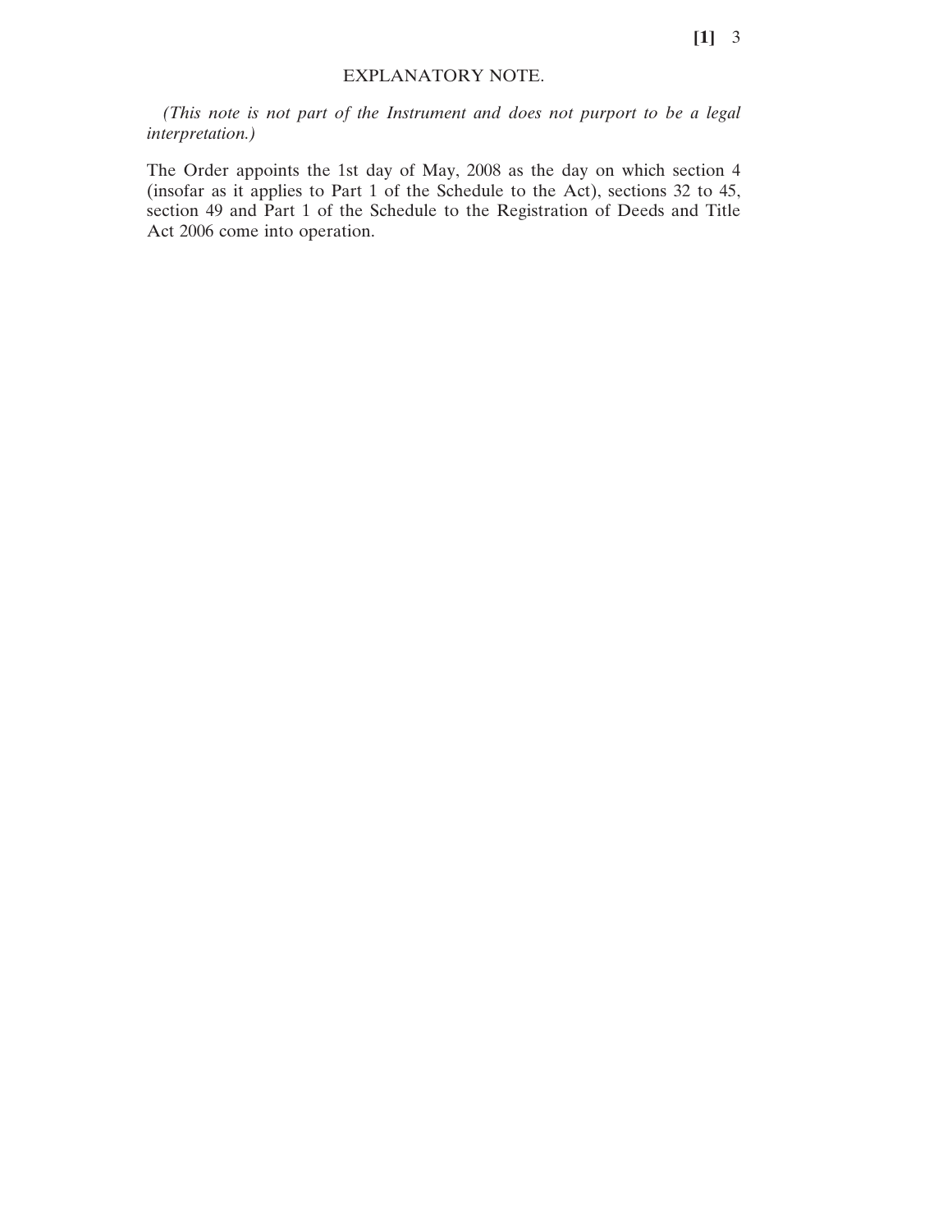## EXPLANATORY NOTE.

*(This note is not part of the Instrument and does not purport to be a legal interpretation.)*

The Order appoints the 1st day of May, 2008 as the day on which section 4 (insofar as it applies to Part 1 of the Schedule to the Act), sections 32 to 45, section 49 and Part 1 of the Schedule to the Registration of Deeds and Title Act 2006 come into operation.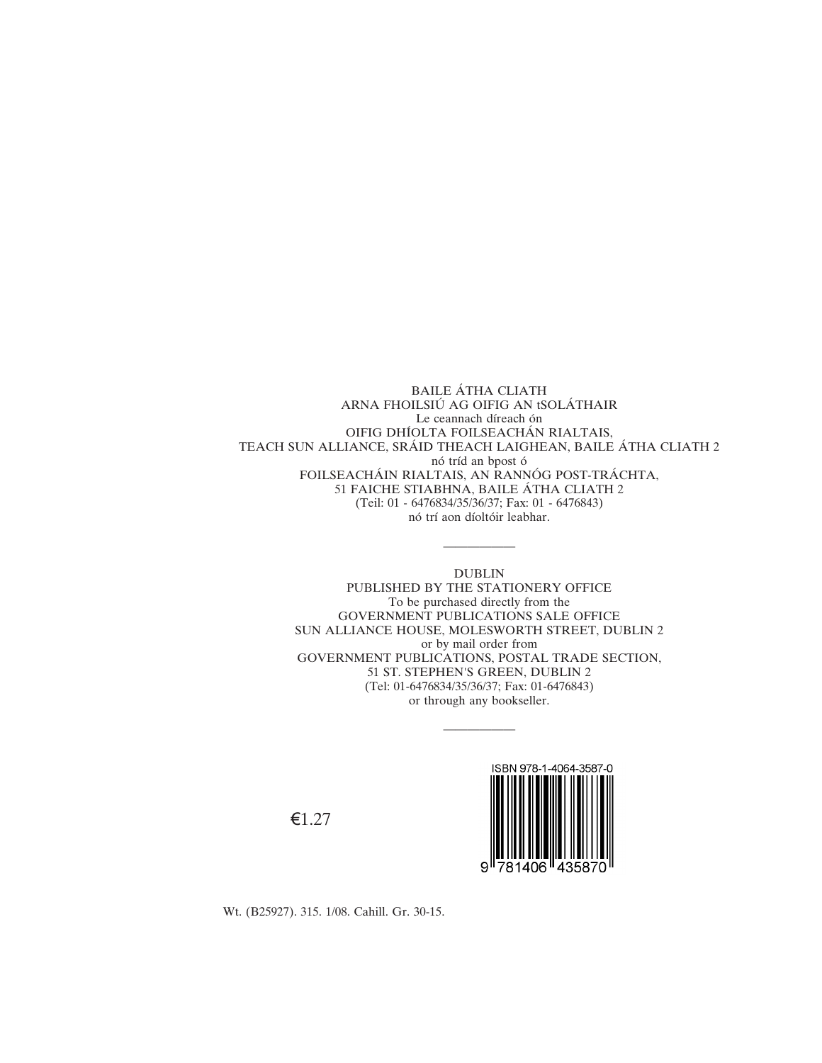BAILE ÁTHA CLIATH
ARNA FHOILSIÚ AG OIFIG AN tSOLÁTHAIR
Le ceannach díreach ón
OIFIG DHÍOLTA FOILSEACHÁN RIALTAIS,
TEACH SUN ALLIANCE, SRÁID THEACH LAIGHEAN, BAILE ÁTHA CLIATH 2
nó tríd an bpost ó
FOILSEACHÁIN RIALTAIS, AN RANNÓG POST-TRÁCHTA,
51 FAICHE STIABHNA, BAILE ÁTHA CLIATH 2
(Teil: 01 - 6476834/35/36/37; Fax: 01 - 6476843)
nó trí aon díoltóir leabhar.

---

DUBLIN
PUBLISHED BY THE STATIONERY OFFICE
To be purchased directly from the
GOVERNMENT PUBLICATIONS SALE OFFICE
SUN ALLIANCE HOUSE, MOLESWORTH STREET, DUBLIN 2
or by mail order from
GOVERNMENT PUBLICATIONS, POSTAL TRADE SECTION,
51 ST. STEPHEN'S GREEN, DUBLIN 2
(Tel: 01-6476834/35/36/37; Fax: 01-6476843)
or through any bookseller.

---

€1.27

ISBN 978-1-4064-3587-0

9 781406 435870

Wt. (B25927). 315. 1/08. Cahill. Gr. 30-15.